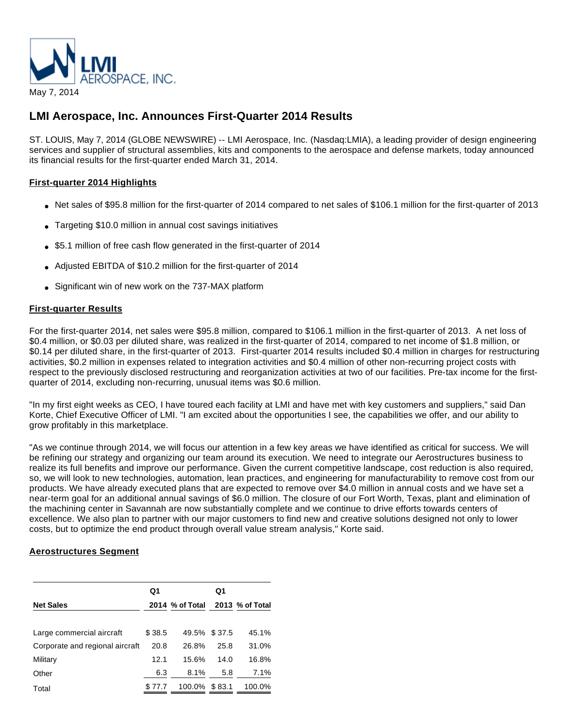LMI AEROSPACE, INC.

May 7, 2014

# LMI Aerospace, Inc. Announces First-Quarter 2014 Results

ST. LOUIS, May 7, 2014 (GLOBE NEWSWIRE) -- LMI Aerospace, Inc. (Nasdaq:LMIA), a leading provider of design engineering services and supplier of structural assemblies, kits and components to the aerospace and defense markets, today announced its financial results for the first-quarter ended March 31, 2014.

## First-quarter 2014 Highlights

- Net sales of $95.8 million for the first-quarter of 2014 compared to net sales of $106.1 million for the first-quarter of 2013
- Targeting $10.0 million in annual cost savings initiatives
- $5.1 million of free cash flow generated in the first-quarter of 2014
- Adjusted EBITDA of $10.2 million for the first-quarter of 2014
- Significant win of new work on the 737-MAX platform

## First-quarter Results

For the first-quarter 2014, net sales were $95.8 million, compared to $106.1 million in the first-quarter of 2013. A net loss of $0.4 million, or $0.03 per diluted share, was realized in the first-quarter of 2014, compared to net income of $1.8 million, or $0.14 per diluted share, in the first-quarter of 2013. First-quarter 2014 results included $0.4 million in charges for restructuring activities, $0.2 million in expenses related to integration activities and $0.4 million of other non-recurring project costs with respect to the previously disclosed restructuring and reorganization activities at two of our facilities. Pre-tax income for the first-quarter of 2014, excluding non-recurring, unusual items was $0.6 million.

"In my first eight weeks as CEO, I have toured each facility at LMI and have met with key customers and suppliers," said Dan Korte, Chief Executive Officer of LMI. "I am excited about the opportunities I see, the capabilities we offer, and our ability to grow profitably in this marketplace.

"As we continue through 2014, we will focus our attention in a few key areas we have identified as critical for success. We will be refining our strategy and organizing our team around its execution. We need to integrate our Aerostructures business to realize its full benefits and improve our performance. Given the current competitive landscape, cost reduction is also required, so, we will look to new technologies, automation, lean practices, and engineering for manufacturability to remove cost from our products. We have already executed plans that are expected to remove over $4.0 million in annual costs and we have set a near-term goal for an additional annual savings of $6.0 million. The closure of our Fort Worth, Texas, plant and elimination of the machining center in Savannah are now substantially complete and we continue to drive efforts towards centers of excellence. We also plan to partner with our major customers to find new and creative solutions designed not only to lower costs, but to optimize the end product through overall value stream analysis," Korte said.

## Aerostructures Segment

| Net Sales | Q1 2014 | % of Total | Q1 2013 | % of Total |
|---|---|---|---|---|
| Large commercial aircraft | $ 38.5 | 49.5% | $ 37.5 | 45.1% |
| Corporate and regional aircraft | 20.8 | 26.8% | 25.8 | 31.0% |
| Military | 12.1 | 15.6% | 14.0 | 16.8% |
| Other | 6.3 | 8.1% | 5.8 | 7.1% |
| Total | $ 77.7 | 100.0% | $ 83.1 | 100.0% |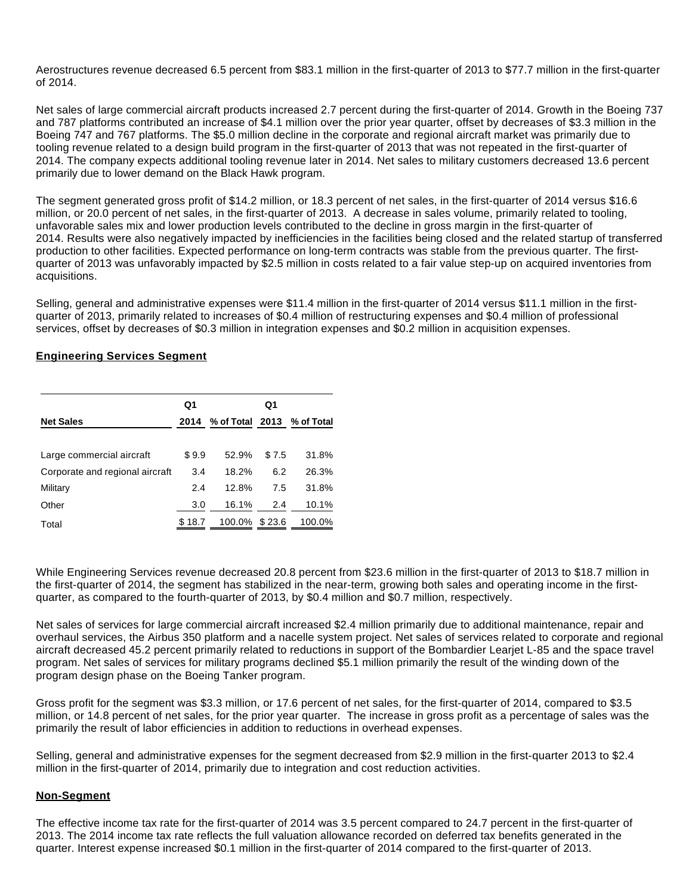Aerostructures revenue decreased 6.5 percent from $83.1 million in the first-quarter of 2013 to $77.7 million in the first-quarter of 2014.

Net sales of large commercial aircraft products increased 2.7 percent during the first-quarter of 2014. Growth in the Boeing 737 and 787 platforms contributed an increase of $4.1 million over the prior year quarter, offset by decreases of $3.3 million in the Boeing 747 and 767 platforms. The $5.0 million decline in the corporate and regional aircraft market was primarily due to tooling revenue related to a design build program in the first-quarter of 2013 that was not repeated in the first-quarter of 2014. The company expects additional tooling revenue later in 2014. Net sales to military customers decreased 13.6 percent primarily due to lower demand on the Black Hawk program.

The segment generated gross profit of $14.2 million, or 18.3 percent of net sales, in the first-quarter of 2014 versus $16.6 million, or 20.0 percent of net sales, in the first-quarter of 2013. A decrease in sales volume, primarily related to tooling, unfavorable sales mix and lower production levels contributed to the decline in gross margin in the first-quarter of 2014. Results were also negatively impacted by inefficiencies in the facilities being closed and the related startup of transferred production to other facilities. Expected performance on long-term contracts was stable from the previous quarter. The first-quarter of 2013 was unfavorably impacted by $2.5 million in costs related to a fair value step-up on acquired inventories from acquisitions.

Selling, general and administrative expenses were $11.4 million in the first-quarter of 2014 versus $11.1 million in the first-quarter of 2013, primarily related to increases of $0.4 million of restructuring expenses and $0.4 million of professional services, offset by decreases of $0.3 million in integration expenses and $0.2 million in acquisition expenses.

## Engineering Services Segment

| Net Sales | Q1 2014 | % of Total | Q1 2013 | % of Total |
|---|---|---|---|---|
| Large commercial aircraft | $ 9.9 | 52.9% | $ 7.5 | 31.8% |
| Corporate and regional aircraft | 3.4 | 18.2% | 6.2 | 26.3% |
| Military | 2.4 | 12.8% | 7.5 | 31.8% |
| Other | 3.0 | 16.1% | 2.4 | 10.1% |
| Total | $ 18.7 | 100.0% | $ 23.6 | 100.0% |

While Engineering Services revenue decreased 20.8 percent from $23.6 million in the first-quarter of 2013 to $18.7 million in the first-quarter of 2014, the segment has stabilized in the near-term, growing both sales and operating income in the first-quarter, as compared to the fourth-quarter of 2013, by $0.4 million and $0.7 million, respectively.

Net sales of services for large commercial aircraft increased $2.4 million primarily due to additional maintenance, repair and overhaul services, the Airbus 350 platform and a nacelle system project. Net sales of services related to corporate and regional aircraft decreased 45.2 percent primarily related to reductions in support of the Bombardier Learjet L-85 and the space travel program. Net sales of services for military programs declined $5.1 million primarily the result of the winding down of the program design phase on the Boeing Tanker program.

Gross profit for the segment was $3.3 million, or 17.6 percent of net sales, for the first-quarter of 2014, compared to $3.5 million, or 14.8 percent of net sales, for the prior year quarter. The increase in gross profit as a percentage of sales was the primarily the result of labor efficiencies in addition to reductions in overhead expenses.

Selling, general and administrative expenses for the segment decreased from $2.9 million in the first-quarter 2013 to $2.4 million in the first-quarter of 2014, primarily due to integration and cost reduction activities.

## Non-Segment

The effective income tax rate for the first-quarter of 2014 was 3.5 percent compared to 24.7 percent in the first-quarter of 2013. The 2014 income tax rate reflects the full valuation allowance recorded on deferred tax benefits generated in the quarter. Interest expense increased $0.1 million in the first-quarter of 2014 compared to the first-quarter of 2013.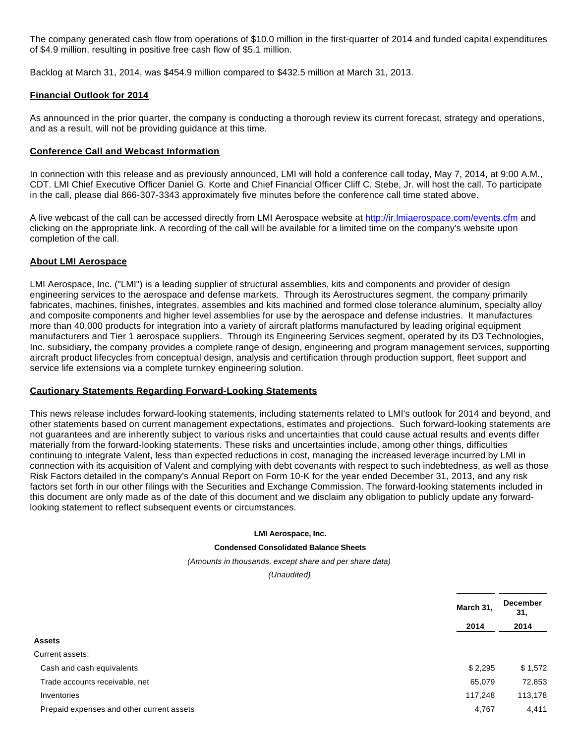The company generated cash flow from operations of $10.0 million in the first-quarter of 2014 and funded capital expenditures of $4.9 million, resulting in positive free cash flow of $5.1 million.

Backlog at March 31, 2014, was $454.9 million compared to $432.5 million at March 31, 2013.

**Financial Outlook for 2014**

As announced in the prior quarter, the company is conducting a thorough review its current forecast, strategy and operations, and as a result, will not be providing guidance at this time.

**Conference Call and Webcast Information**

In connection with this release and as previously announced, LMI will hold a conference call today, May 7, 2014, at 9:00 A.M., CDT. LMI Chief Executive Officer Daniel G. Korte and Chief Financial Officer Cliff C. Stebe, Jr. will host the call. To participate in the call, please dial 866-307-3343 approximately five minutes before the conference call time stated above.

A live webcast of the call can be accessed directly from LMI Aerospace website at http://ir.lmiaerospace.com/events.cfm and clicking on the appropriate link. A recording of the call will be available for a limited time on the company's website upon completion of the call.

**About LMI Aerospace**

LMI Aerospace, Inc. ("LMI") is a leading supplier of structural assemblies, kits and components and provider of design engineering services to the aerospace and defense markets. Through its Aerostructures segment, the company primarily fabricates, machines, finishes, integrates, assembles and kits machined and formed close tolerance aluminum, specialty alloy and composite components and higher level assemblies for use by the aerospace and defense industries. It manufactures more than 40,000 products for integration into a variety of aircraft platforms manufactured by leading original equipment manufacturers and Tier 1 aerospace suppliers. Through its Engineering Services segment, operated by its D3 Technologies, Inc. subsidiary, the company provides a complete range of design, engineering and program management services, supporting aircraft product lifecycles from conceptual design, analysis and certification through production support, fleet support and service life extensions via a complete turnkey engineering solution.

**Cautionary Statements Regarding Forward-Looking Statements**

This news release includes forward-looking statements, including statements related to LMI's outlook for 2014 and beyond, and other statements based on current management expectations, estimates and projections. Such forward-looking statements are not guarantees and are inherently subject to various risks and uncertainties that could cause actual results and events differ materially from the forward-looking statements. These risks and uncertainties include, among other things, difficulties continuing to integrate Valent, less than expected reductions in cost, managing the increased leverage incurred by LMI in connection with its acquisition of Valent and complying with debt covenants with respect to such indebtedness, as well as those Risk Factors detailed in the company's Annual Report on Form 10-K for the year ended December 31, 2013, and any risk factors set forth in our other filings with the Securities and Exchange Commission. The forward-looking statements included in this document are only made as of the date of this document and we disclaim any obligation to publicly update any forward-looking statement to reflect subsequent events or circumstances.

**LMI Aerospace, Inc.**

**Condensed Consolidated Balance Sheets**

*(Amounts in thousands, except share and per share data)*

*(Unaudited)*

| | March 31, 2014 | December 31, 2014 |
|---|---|---|
| **Assets** | | |
| Current assets: | | |
| Cash and cash equivalents | $ 2,295 | $ 1,572 |
| Trade accounts receivable, net | 65,079 | 72,853 |
| Inventories | 117,248 | 113,178 |
| Prepaid expenses and other current assets | 4,767 | 4,411 |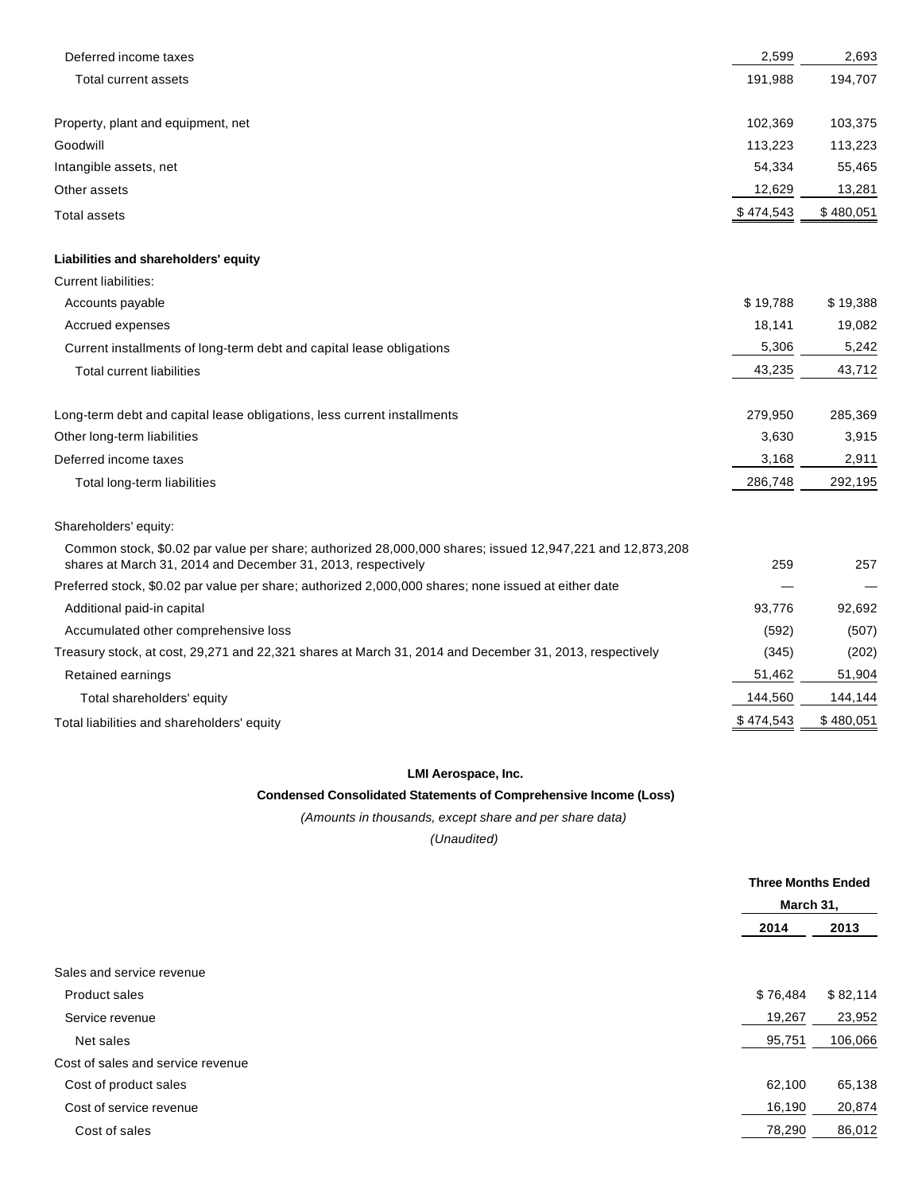|  |  |  |
|---|---|---|
| Deferred income taxes | 2,599 | 2,693 |
| Total current assets | 191,988 | 194,707 |
|  |  |  |
| Property, plant and equipment, net | 102,369 | 103,375 |
| Goodwill | 113,223 | 113,223 |
| Intangible assets, net | 54,334 | 55,465 |
| Other assets | 12,629 | 13,281 |
| Total assets | $ 474,543 | $ 480,051 |
|  |  |  |
| **Liabilities and shareholders' equity** |  |  |
| Current liabilities: |  |  |
| Accounts payable | $ 19,788 | $ 19,388 |
| Accrued expenses | 18,141 | 19,082 |
| Current installments of long-term debt and capital lease obligations | 5,306 | 5,242 |
| Total current liabilities | 43,235 | 43,712 |
|  |  |  |
| Long-term debt and capital lease obligations, less current installments | 279,950 | 285,369 |
| Other long-term liabilities | 3,630 | 3,915 |
| Deferred income taxes | 3,168 | 2,911 |
| Total long-term liabilities | 286,748 | 292,195 |
|  |  |  |
| Shareholders' equity: |  |  |
| Common stock, $0.02 par value per share; authorized 28,000,000 shares; issued 12,947,221 and 12,873,208 shares at March 31, 2014 and December 31, 2013, respectively | 259 | 257 |
| Preferred stock, $0.02 par value per share; authorized 2,000,000 shares; none issued at either date | — | — |
| Additional paid-in capital | 93,776 | 92,692 |
| Accumulated other comprehensive loss | (592) | (507) |
| Treasury stock, at cost, 29,271 and 22,321 shares at March 31, 2014 and December 31, 2013, respectively | (345) | (202) |
| Retained earnings | 51,462 | 51,904 |
| Total shareholders' equity | 144,560 | 144,144 |
| Total liabilities and shareholders' equity | $ 474,543 | $ 480,051 |

**LMI Aerospace, Inc.**

**Condensed Consolidated Statements of Comprehensive Income (Loss)**

*(Amounts in thousands, except share and per share data)*

*(Unaudited)*

|  | Three Months Ended March 31, |  |
|---|---|---|
|  | 2014 | 2013 |
| Sales and service revenue |  |  |
| Product sales | $ 76,484 | $ 82,114 |
| Service revenue | 19,267 | 23,952 |
| Net sales | 95,751 | 106,066 |
| Cost of sales and service revenue |  |  |
| Cost of product sales | 62,100 | 65,138 |
| Cost of service revenue | 16,190 | 20,874 |
| Cost of sales | 78,290 | 86,012 |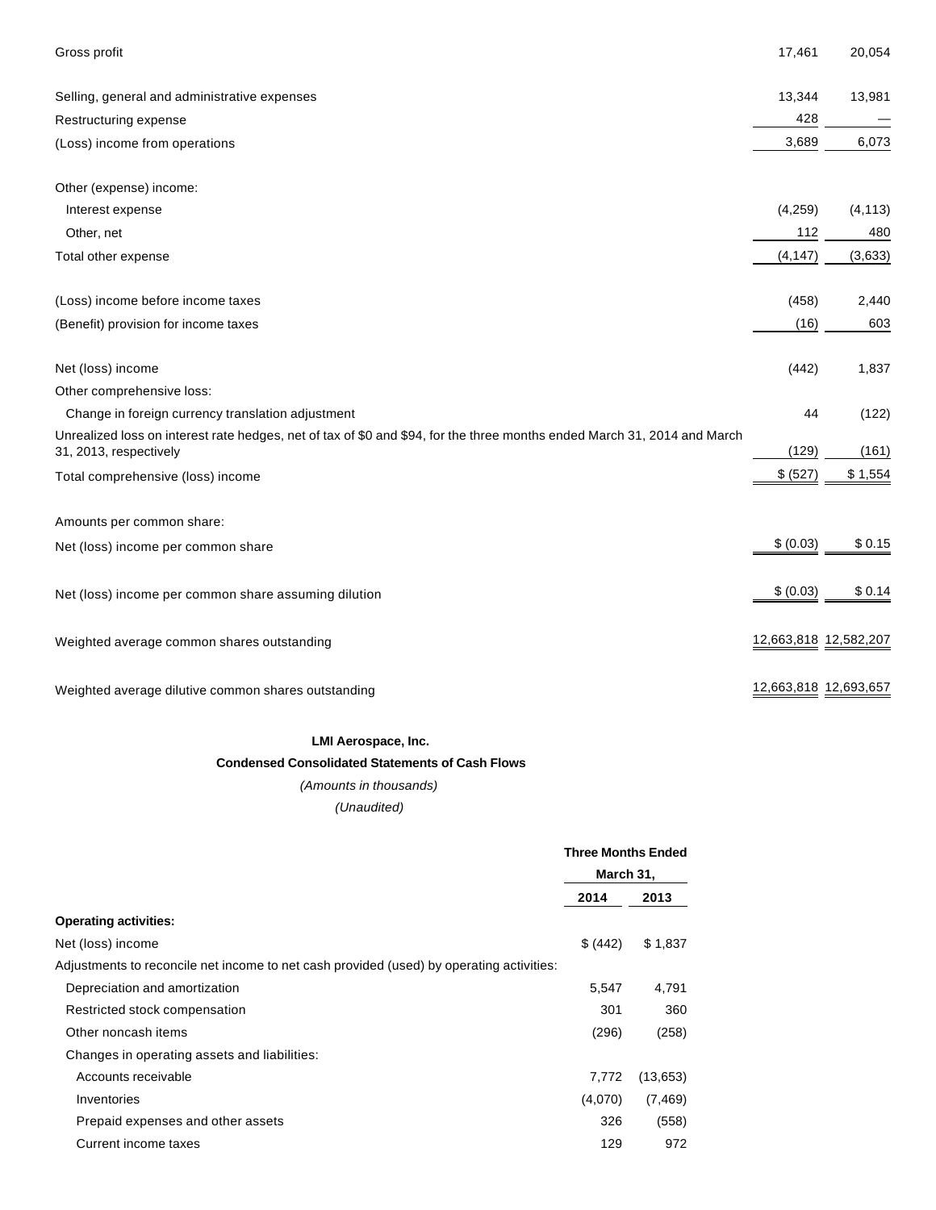| | | |
|---|---|---|
| Gross profit | 17,461 | 20,054 |
| Selling, general and administrative expenses | 13,344 | 13,981 |
| Restructuring expense | 428 | — |
| (Loss) income from operations | 3,689 | 6,073 |
| Other (expense) income: | | |
| Interest expense | (4,259) | (4,113) |
| Other, net | 112 | 480 |
| Total other expense | (4,147) | (3,633) |
| (Loss) income before income taxes | (458) | 2,440 |
| (Benefit) provision for income taxes | (16) | 603 |
| Net (loss) income | (442) | 1,837 |
| Other comprehensive loss: | | |
| Change in foreign currency translation adjustment | 44 | (122) |
| Unrealized loss on interest rate hedges, net of tax of $0 and $94, for the three months ended March 31, 2014 and March 31, 2013, respectively | (129) | (161) |
| Total comprehensive (loss) income | $ (527) | $ 1,554 |
| Amounts per common share: | | |
| Net (loss) income per common share | $ (0.03) | $ 0.15 |
| Net (loss) income per common share assuming dilution | $ (0.03) | $ 0.14 |
| Weighted average common shares outstanding | 12,663,818 | 12,582,207 |
| Weighted average dilutive common shares outstanding | 12,663,818 | 12,693,657 |

**LMI Aerospace, Inc.**

**Condensed Consolidated Statements of Cash Flows**

*(Amounts in thousands)*

*(Unaudited)*

| | Three Months Ended March 31, | |
|---|---|---|
| | **2014** | **2013** |
| **Operating activities:** | | |
| Net (loss) income | $ (442) | $ 1,837 |
| Adjustments to reconcile net income to net cash provided (used) by operating activities: | | |
| Depreciation and amortization | 5,547 | 4,791 |
| Restricted stock compensation | 301 | 360 |
| Other noncash items | (296) | (258) |
| Changes in operating assets and liabilities: | | |
| Accounts receivable | 7,772 | (13,653) |
| Inventories | (4,070) | (7,469) |
| Prepaid expenses and other assets | 326 | (558) |
| Current income taxes | 129 | 972 |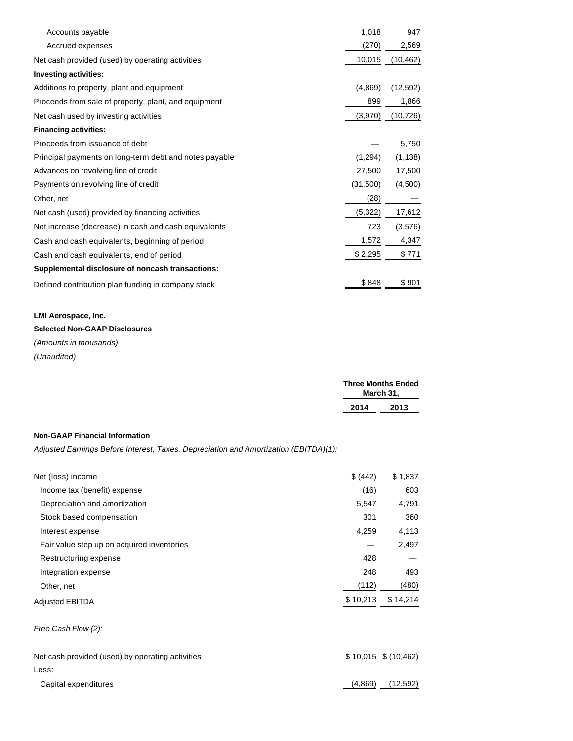| | | |
|---|---|---|
| Accounts payable | 1,018 | 947 |
| Accrued expenses | (270) | 2,569 |
| Net cash provided (used) by operating activities | 10,015 | (10,462) |
| **Investing activities:** | | |
| Additions to property, plant and equipment | (4,869) | (12,592) |
| Proceeds from sale of property, plant, and equipment | 899 | 1,866 |
| Net cash used by investing activities | (3,970) | (10,726) |
| **Financing activities:** | | |
| Proceeds from issuance of debt | — | 5,750 |
| Principal payments on long-term debt and notes payable | (1,294) | (1,138) |
| Advances on revolving line of credit | 27,500 | 17,500 |
| Payments on revolving line of credit | (31,500) | (4,500) |
| Other, net | (28) | — |
| Net cash (used) provided by financing activities | (5,322) | 17,612 |
| Net increase (decrease) in cash and cash equivalents | 723 | (3,576) |
| Cash and cash equivalents, beginning of period | 1,572 | 4,347 |
| Cash and cash equivalents, end of period | $ 2,295 | $ 771 |
| **Supplemental disclosure of noncash transactions:** | | |
| Defined contribution plan funding in company stock | $ 848 | $ 901 |

**LMI Aerospace, Inc.**

**Selected Non-GAAP Disclosures**

*(Amounts in thousands)*

*(Unaudited)*

| | Three Months Ended March 31, | |
|---|---|---|
| | **2014** | **2013** |
| **Non-GAAP Financial Information** | | |
| *Adjusted Earnings Before Interest, Taxes, Depreciation and Amortization (EBITDA)(1):* | | |
| Net (loss) income | $ (442) | $ 1,837 |
| Income tax (benefit) expense | (16) | 603 |
| Depreciation and amortization | 5,547 | 4,791 |
| Stock based compensation | 301 | 360 |
| Interest expense | 4,259 | 4,113 |
| Fair value step up on acquired inventories | — | 2,497 |
| Restructuring expense | 428 | — |
| Integration expense | 248 | 493 |
| Other, net | (112) | (480) |
| Adjusted EBITDA | $ 10,213 | $ 14,214 |
| *Free Cash Flow (2):* | | |
| Net cash provided (used) by operating activities | $ 10,015 | $ (10,462) |
| Less: | | |
| Capital expenditures | (4,869) | (12,592) |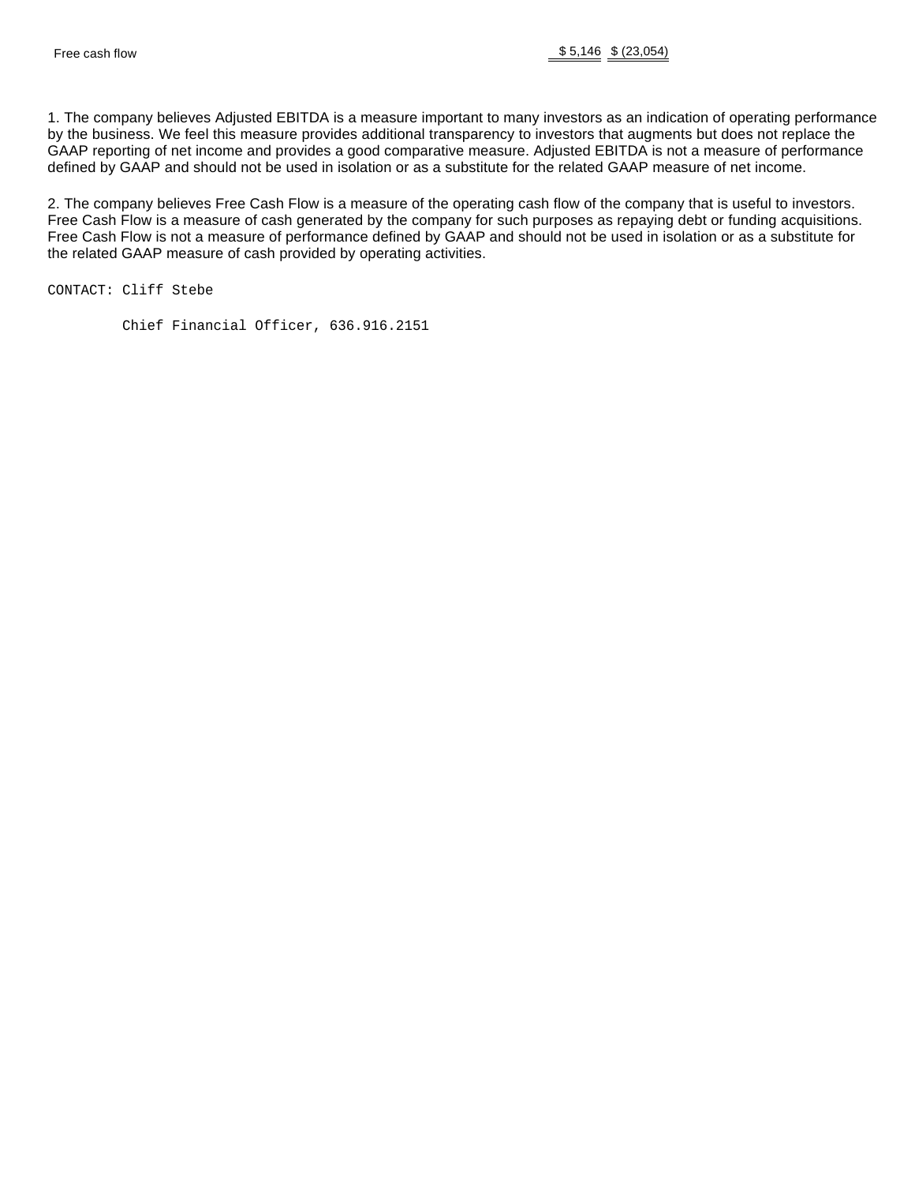| | | |
|---|---|---|
| Free cash flow | $ 5,146 | $ (23,054) |

1. The company believes Adjusted EBITDA is a measure important to many investors as an indication of operating performance by the business. We feel this measure provides additional transparency to investors that augments but does not replace the GAAP reporting of net income and provides a good comparative measure. Adjusted EBITDA is not a measure of performance defined by GAAP and should not be used in isolation or as a substitute for the related GAAP measure of net income.

2. The company believes Free Cash Flow is a measure of the operating cash flow of the company that is useful to investors. Free Cash Flow is a measure of cash generated by the company for such purposes as repaying debt or funding acquisitions. Free Cash Flow is not a measure of performance defined by GAAP and should not be used in isolation or as a substitute for the related GAAP measure of cash provided by operating activities.

CONTACT: Cliff Stebe

Chief Financial Officer, 636.916.2151